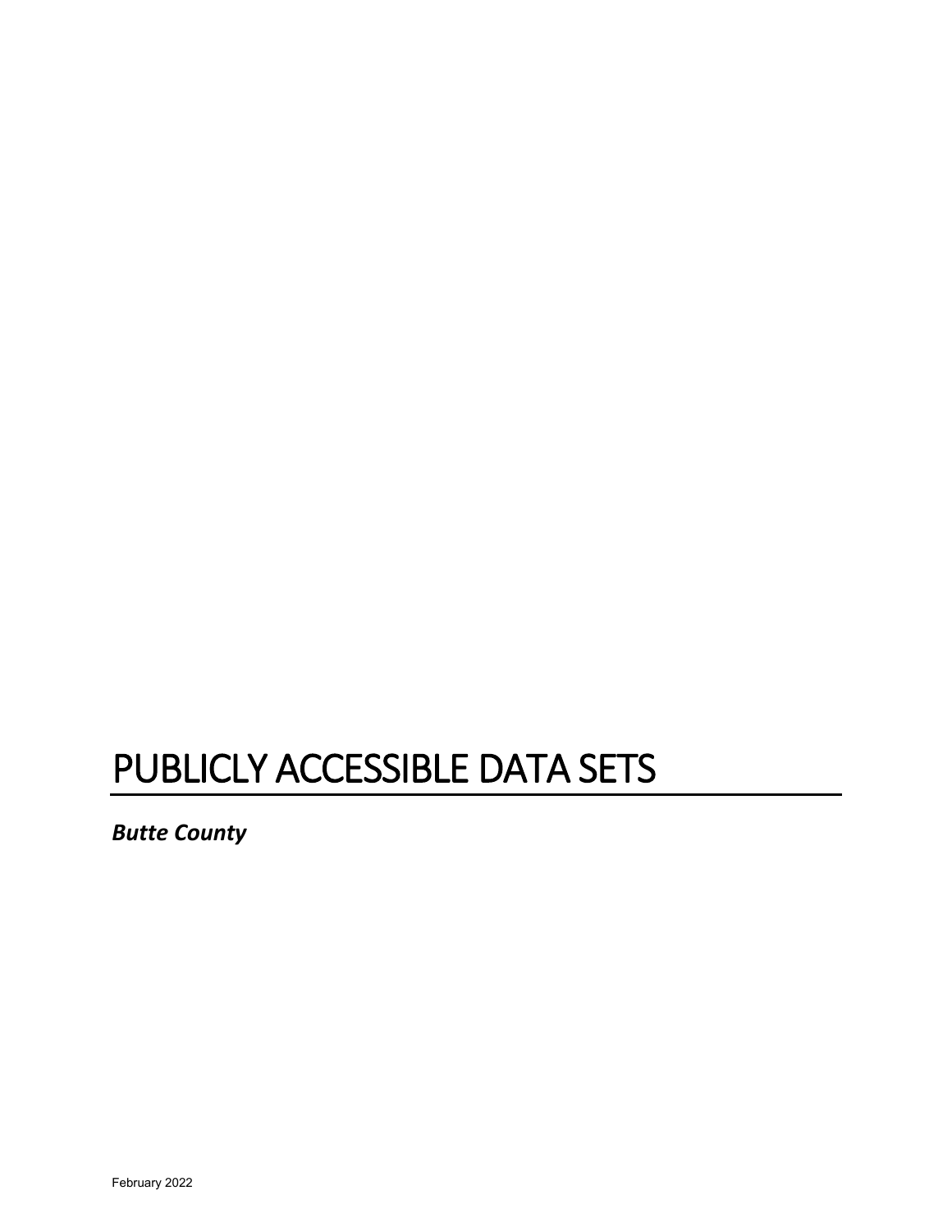# PUBLICLY ACCESSIBLE DATA SETS

***Butte County***

February 2022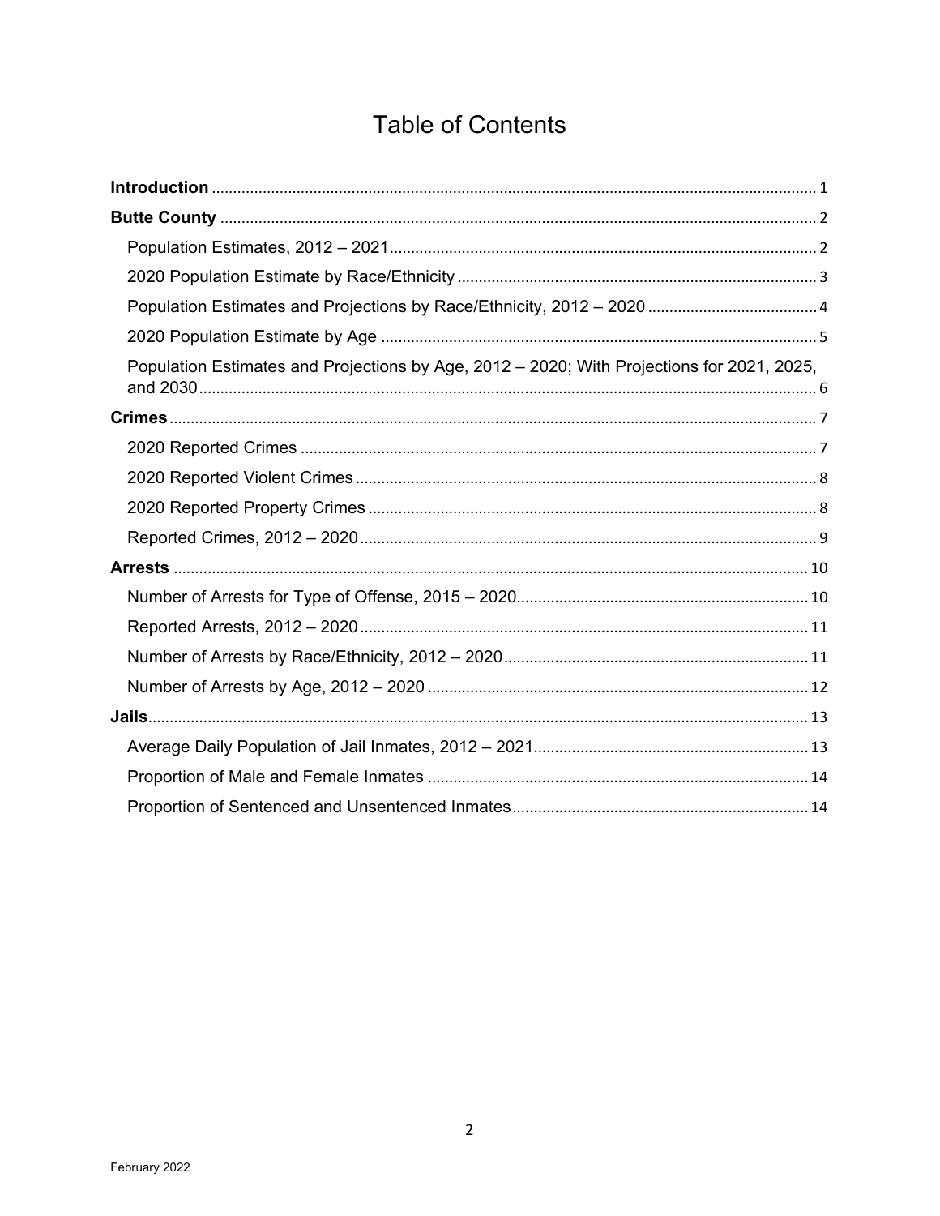# Table of Contents

**Introduction** .......... 1

**Butte County** .......... 2

- Population Estimates, 2012 – 2021 .......... 2
- 2020 Population Estimate by Race/Ethnicity .......... 3
- Population Estimates and Projections by Race/Ethnicity, 2012 – 2020 .......... 4
- 2020 Population Estimate by Age .......... 5
- Population Estimates and Projections by Age, 2012 – 2020; With Projections for 2021, 2025, and 2030 .......... 6

**Crimes** .......... 7

- 2020 Reported Crimes .......... 7
- 2020 Reported Violent Crimes .......... 8
- 2020 Reported Property Crimes .......... 8
- Reported Crimes, 2012 – 2020 .......... 9

**Arrests** .......... 10

- Number of Arrests for Type of Offense, 2015 – 2020 .......... 10
- Reported Arrests, 2012 – 2020 .......... 11
- Number of Arrests by Race/Ethnicity, 2012 – 2020 .......... 11
- Number of Arrests by Age, 2012 – 2020 .......... 12

**Jails** .......... 13

- Average Daily Population of Jail Inmates, 2012 – 2021 .......... 13
- Proportion of Male and Female Inmates .......... 14
- Proportion of Sentenced and Unsentenced Inmates .......... 14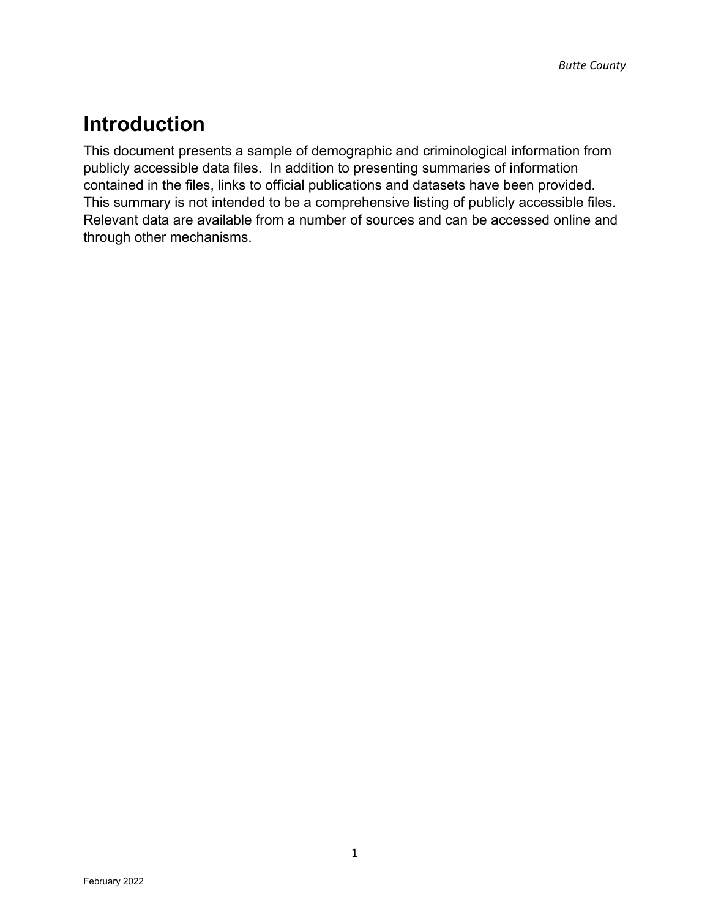# Introduction

This document presents a sample of demographic and criminological information from publicly accessible data files. In addition to presenting summaries of information contained in the files, links to official publications and datasets have been provided. This summary is not intended to be a comprehensive listing of publicly accessible files. Relevant data are available from a number of sources and can be accessed online and through other mechanisms.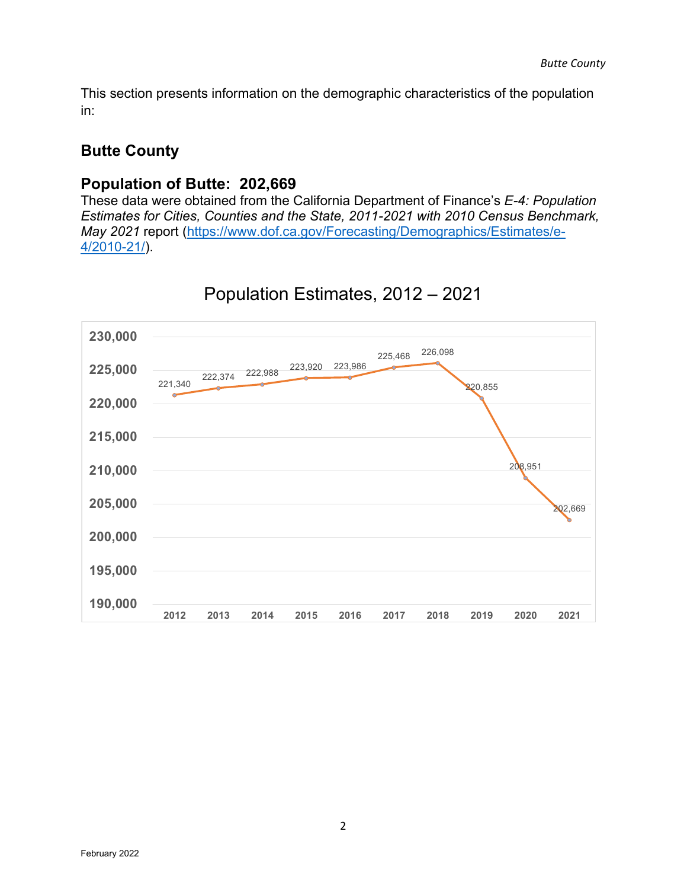This section presents information on the demographic characteristics of the population in:

## Butte County

### Population of Butte: 202,669

These data were obtained from the California Department of Finance's *E-4: Population Estimates for Cities, Counties and the State, 2011-2021 with 2010 Census Benchmark, May 2021* report ([https://www.dof.ca.gov/Forecasting/Demographics/Estimates/e-4/2010-21/](https://www.dof.ca.gov/Forecasting/Demographics/Estimates/e-4/2010-21/)).

Population Estimates, 2012 – 2021

| Year | Population |
|---|---|
| 2012 | 221,340 |
| 2013 | 222,374 |
| 2014 | 222,988 |
| 2015 | 223,920 |
| 2016 | 223,986 |
| 2017 | 225,468 |
| 2018 | 226,098 |
| 2019 | 220,855 |
| 2020 | 208,951 |
| 2021 | 202,669 |

February 2022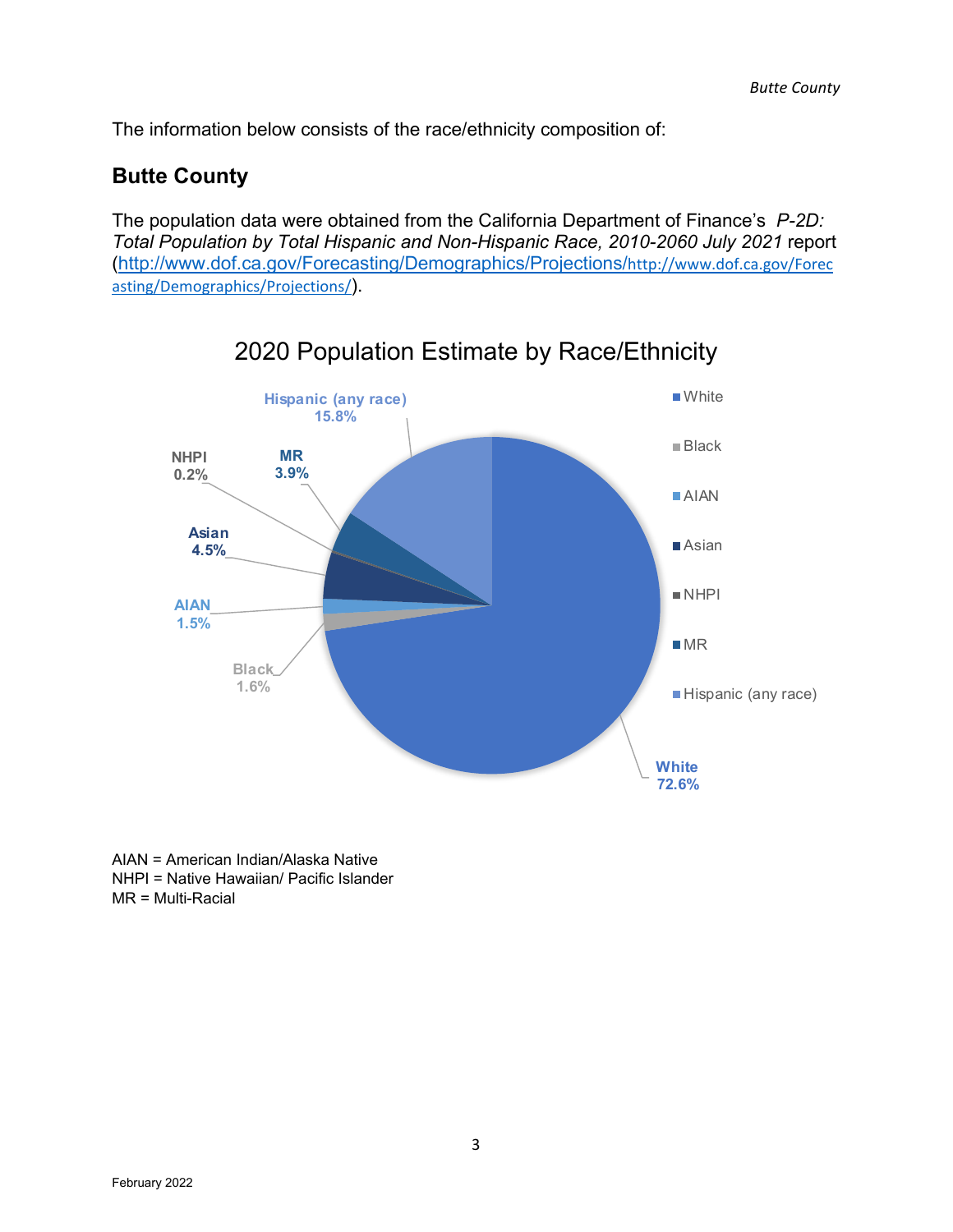The information below consists of the race/ethnicity composition of:

## Butte County

The population data were obtained from the California Department of Finance's *P-2D: Total Population by Total Hispanic and Non-Hispanic Race, 2010-2060 July 2021* report ([http://www.dof.ca.gov/Forecasting/Demographics/Projections/](http://www.dof.ca.gov/Forecasting/Demographics/Projections/)[http://www.dof.ca.gov/Forecasting/Demographics/Projections/](http://www.dof.ca.gov/Forecasting/Demographics/Projections/)).

2020 Population Estimate by Race/Ethnicity

| Race/Ethnicity | Percent |
|---|---|
| White | 72.6% |
| Black | 1.6% |
| AIAN | 1.5% |
| Asian | 4.5% |
| NHPI | 0.2% |
| MR | 3.9% |
| Hispanic (any race) | 15.8% |

AIAN = American Indian/Alaska Native
NHPI = Native Hawaiian/ Pacific Islander
MR = Multi-Racial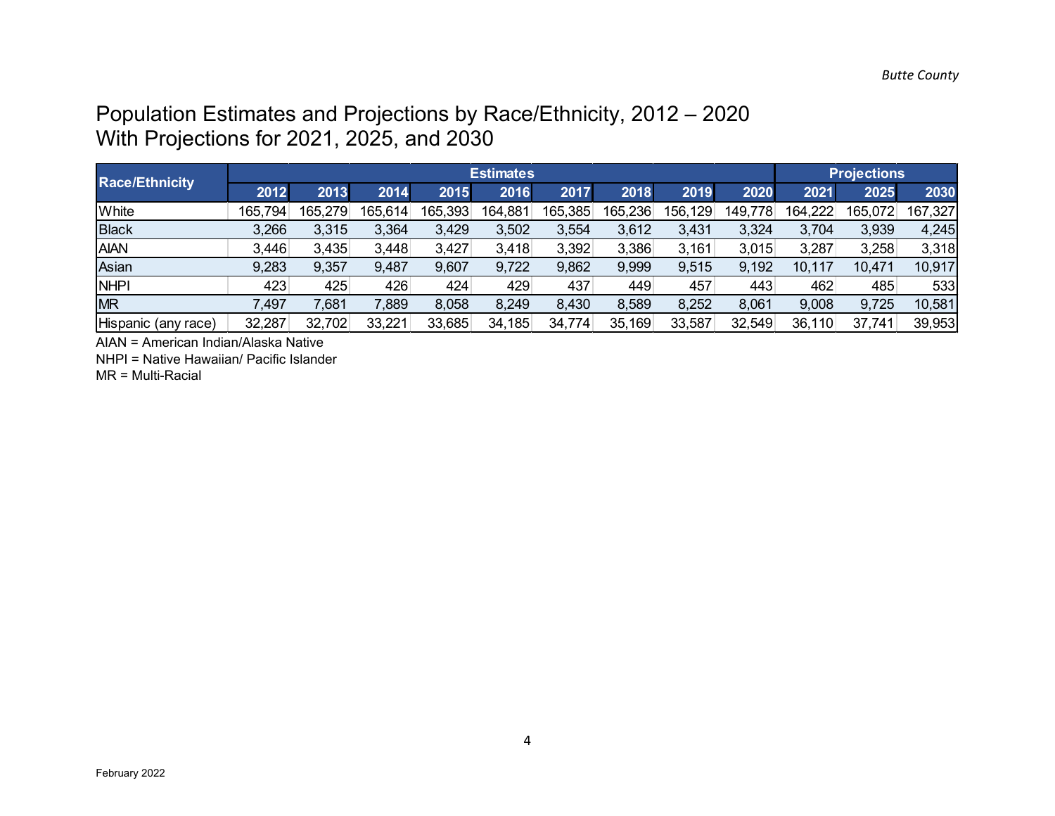# Population Estimates and Projections by Race/Ethnicity, 2012 – 2020
# With Projections for 2021, 2025, and 2030

| Race/Ethnicity | Estimates | | | | | | | | | Projections | | |
|---|---|---|---|---|---|---|---|---|---|---|---|---|
| | 2012 | 2013 | 2014 | 2015 | 2016 | 2017 | 2018 | 2019 | 2020 | 2021 | 2025 | 2030 |
| White | 165,794 | 165,279 | 165,614 | 165,393 | 164,881 | 165,385 | 165,236 | 156,129 | 149,778 | 164,222 | 165,072 | 167,327 |
| Black | 3,266 | 3,315 | 3,364 | 3,429 | 3,502 | 3,554 | 3,612 | 3,431 | 3,324 | 3,704 | 3,939 | 4,245 |
| AIAN | 3,446 | 3,435 | 3,448 | 3,427 | 3,418 | 3,392 | 3,386 | 3,161 | 3,015 | 3,287 | 3,258 | 3,318 |
| Asian | 9,283 | 9,357 | 9,487 | 9,607 | 9,722 | 9,862 | 9,999 | 9,515 | 9,192 | 10,117 | 10,471 | 10,917 |
| NHPI | 423 | 425 | 426 | 424 | 429 | 437 | 449 | 457 | 443 | 462 | 485 | 533 |
| MR | 7,497 | 7,681 | 7,889 | 8,058 | 8,249 | 8,430 | 8,589 | 8,252 | 8,061 | 9,008 | 9,725 | 10,581 |
| Hispanic (any race) | 32,287 | 32,702 | 33,221 | 33,685 | 34,185 | 34,774 | 35,169 | 33,587 | 32,549 | 36,110 | 37,741 | 39,953 |

AIAN = American Indian/Alaska Native

NHPI = Native Hawaiian/ Pacific Islander

MR = Multi-Racial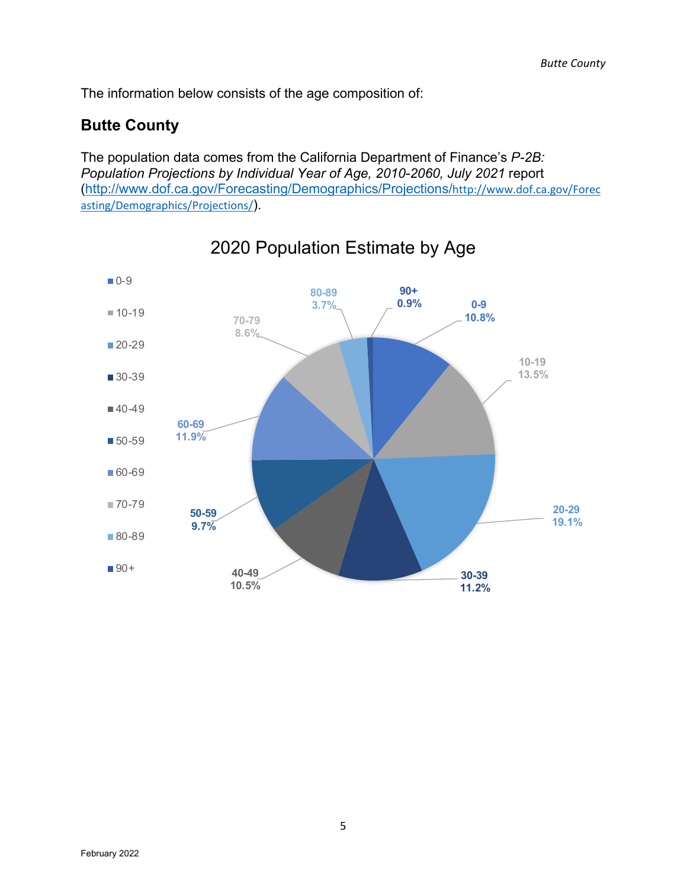The information below consists of the age composition of:

## Butte County

The population data comes from the California Department of Finance's *P-2B: Population Projections by Individual Year of Age, 2010-2060, July 2021* report (http://www.dof.ca.gov/Forecasting/Demographics/Projections/http://www.dof.ca.gov/Forecasting/Demographics/Projections/).

2020 Population Estimate by Age

| Age | Percent |
|---|---|
| 0-9 | 10.8% |
| 10-19 | 13.5% |
| 20-29 | 19.1% |
| 30-39 | 11.2% |
| 40-49 | 10.5% |
| 50-59 | 9.7% |
| 60-69 | 11.9% |
| 70-79 | 8.6% |
| 80-89 | 3.7% |
| 90+ | 0.9% |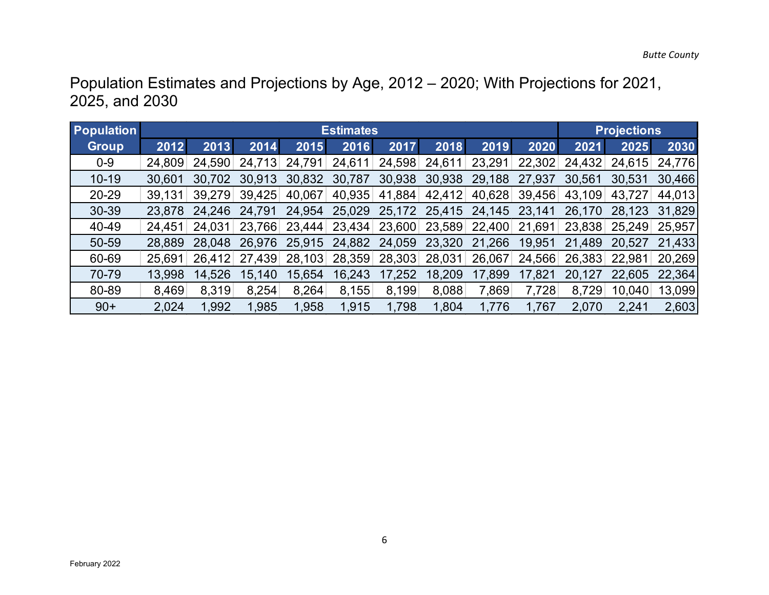# Population Estimates and Projections by Age, 2012 – 2020; With Projections for 2021, 2025, and 2030

| Population Group | Estimates | | | | | | | | | Projections | | |
|---|---|---|---|---|---|---|---|---|---|---|---|---|
| | 2012 | 2013 | 2014 | 2015 | 2016 | 2017 | 2018 | 2019 | 2020 | 2021 | 2025 | 2030 |
| 0-9 | 24,809 | 24,590 | 24,713 | 24,791 | 24,611 | 24,598 | 24,611 | 23,291 | 22,302 | 24,432 | 24,615 | 24,776 |
| 10-19 | 30,601 | 30,702 | 30,913 | 30,832 | 30,787 | 30,938 | 30,938 | 29,188 | 27,937 | 30,561 | 30,531 | 30,466 |
| 20-29 | 39,131 | 39,279 | 39,425 | 40,067 | 40,935 | 41,884 | 42,412 | 40,628 | 39,456 | 43,109 | 43,727 | 44,013 |
| 30-39 | 23,878 | 24,246 | 24,791 | 24,954 | 25,029 | 25,172 | 25,415 | 24,145 | 23,141 | 26,170 | 28,123 | 31,829 |
| 40-49 | 24,451 | 24,031 | 23,766 | 23,444 | 23,434 | 23,600 | 23,589 | 22,400 | 21,691 | 23,838 | 25,249 | 25,957 |
| 50-59 | 28,889 | 28,048 | 26,976 | 25,915 | 24,882 | 24,059 | 23,320 | 21,266 | 19,951 | 21,489 | 20,527 | 21,433 |
| 60-69 | 25,691 | 26,412 | 27,439 | 28,103 | 28,359 | 28,303 | 28,031 | 26,067 | 24,566 | 26,383 | 22,981 | 20,269 |
| 70-79 | 13,998 | 14,526 | 15,140 | 15,654 | 16,243 | 17,252 | 18,209 | 17,899 | 17,821 | 20,127 | 22,605 | 22,364 |
| 80-89 | 8,469 | 8,319 | 8,254 | 8,264 | 8,155 | 8,199 | 8,088 | 7,869 | 7,728 | 8,729 | 10,040 | 13,099 |
| 90+ | 2,024 | 1,992 | 1,985 | 1,958 | 1,915 | 1,798 | 1,804 | 1,776 | 1,767 | 2,070 | 2,241 | 2,603 |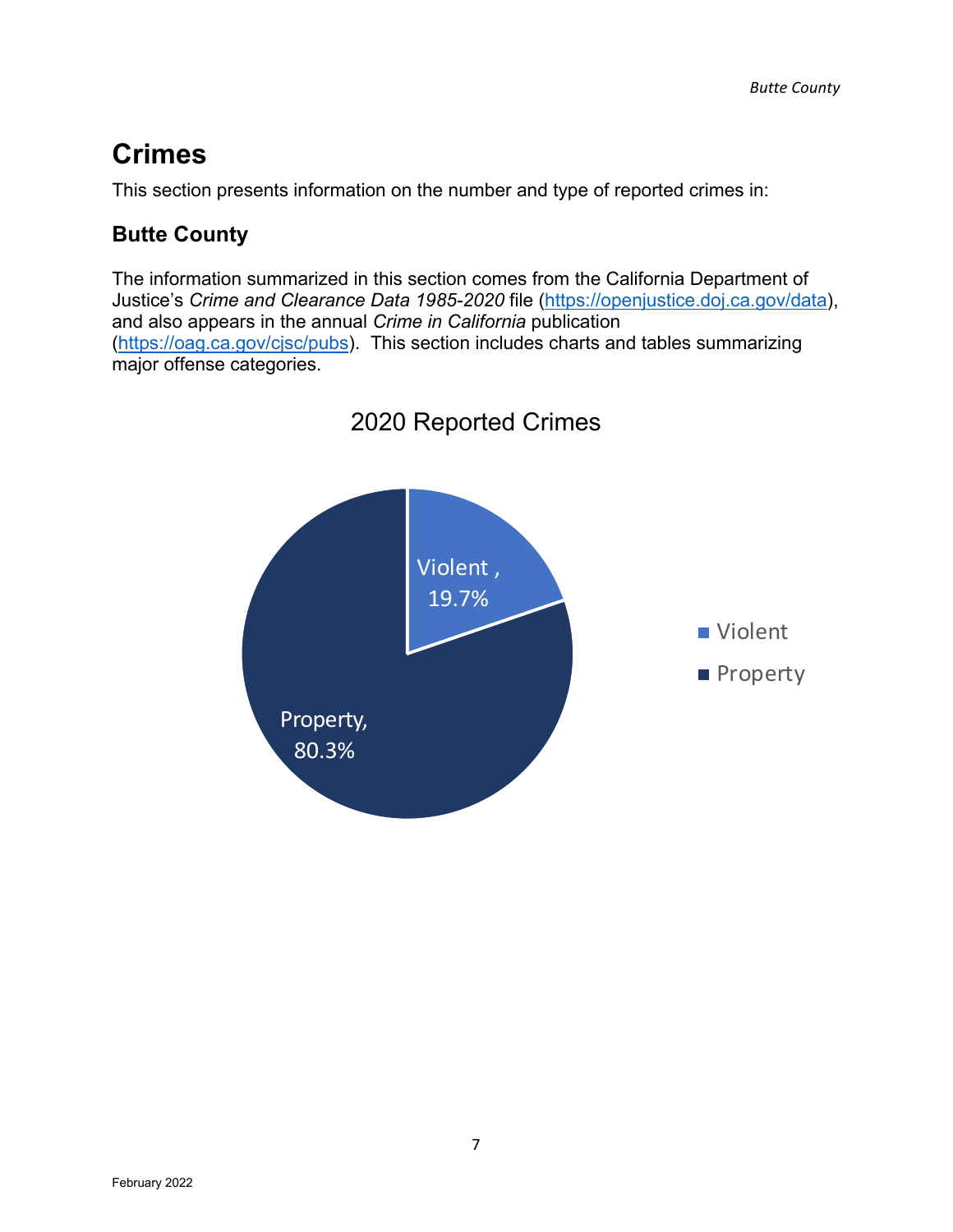# Crimes

This section presents information on the number and type of reported crimes in:

## Butte County

The information summarized in this section comes from the California Department of Justice's *Crime and Clearance Data 1985-2020* file ([https://openjustice.doj.ca.gov/data](https://openjustice.doj.ca.gov/data)), and also appears in the annual *Crime in California* publication ([https://oag.ca.gov/cjsc/pubs](https://oag.ca.gov/cjsc/pubs)). This section includes charts and tables summarizing major offense categories.

2020 Reported Crimes

| Category | Percent |
|---|---|
| Violent | 19.7% |
| Property | 80.3% |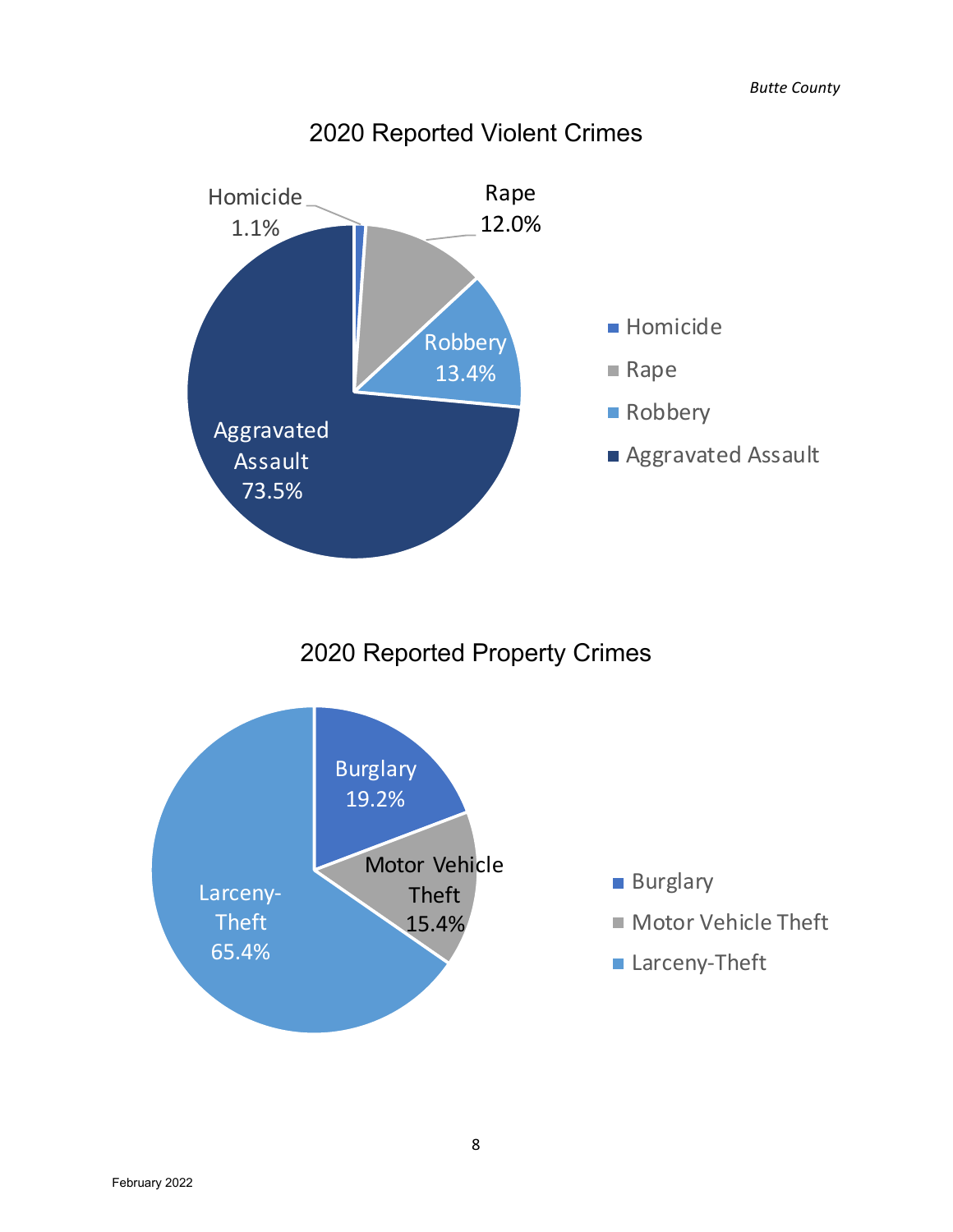## 2020 Reported Violent Crimes

| Crime | Percent |
| --- | --- |
| Homicide | 1.1% |
| Rape | 12.0% |
| Robbery | 13.4% |
| Aggravated Assault | 73.5% |

## 2020 Reported Property Crimes

| Crime | Percent |
| --- | --- |
| Burglary | 19.2% |
| Motor Vehicle Theft | 15.4% |
| Larceny-Theft | 65.4% |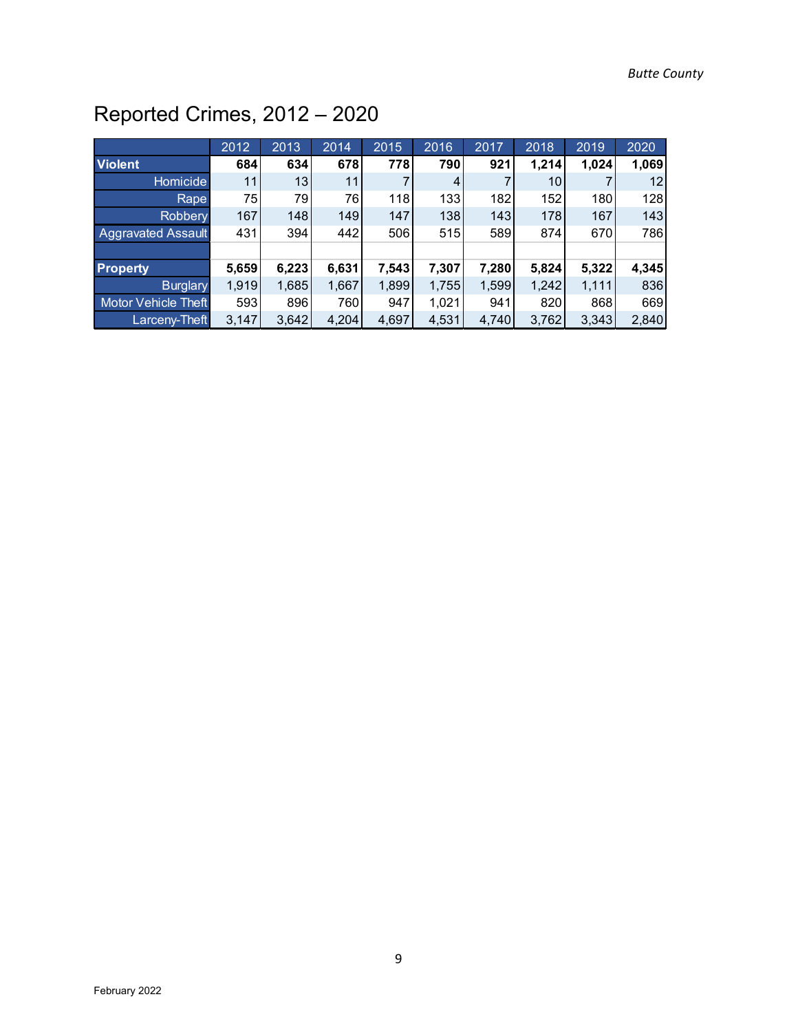# Reported Crimes, 2012 – 2020

| | 2012 | 2013 | 2014 | 2015 | 2016 | 2017 | 2018 | 2019 | 2020 |
|---|---|---|---|---|---|---|---|---|---|
| **Violent** | **684** | **634** | **678** | **778** | **790** | **921** | **1,214** | **1,024** | **1,069** |
| Homicide | 11 | 13 | 11 | 7 | 4 | 7 | 10 | 7 | 12 |
| Rape | 75 | 79 | 76 | 118 | 133 | 182 | 152 | 180 | 128 |
| Robbery | 167 | 148 | 149 | 147 | 138 | 143 | 178 | 167 | 143 |
| Aggravated Assault | 431 | 394 | 442 | 506 | 515 | 589 | 874 | 670 | 786 |
| | | | | | | | | | |
| **Property** | **5,659** | **6,223** | **6,631** | **7,543** | **7,307** | **7,280** | **5,824** | **5,322** | **4,345** |
| Burglary | 1,919 | 1,685 | 1,667 | 1,899 | 1,755 | 1,599 | 1,242 | 1,111 | 836 |
| Motor Vehicle Theft | 593 | 896 | 760 | 947 | 1,021 | 941 | 820 | 868 | 669 |
| Larceny-Theft | 3,147 | 3,642 | 4,204 | 4,697 | 4,531 | 4,740 | 3,762 | 3,343 | 2,840 |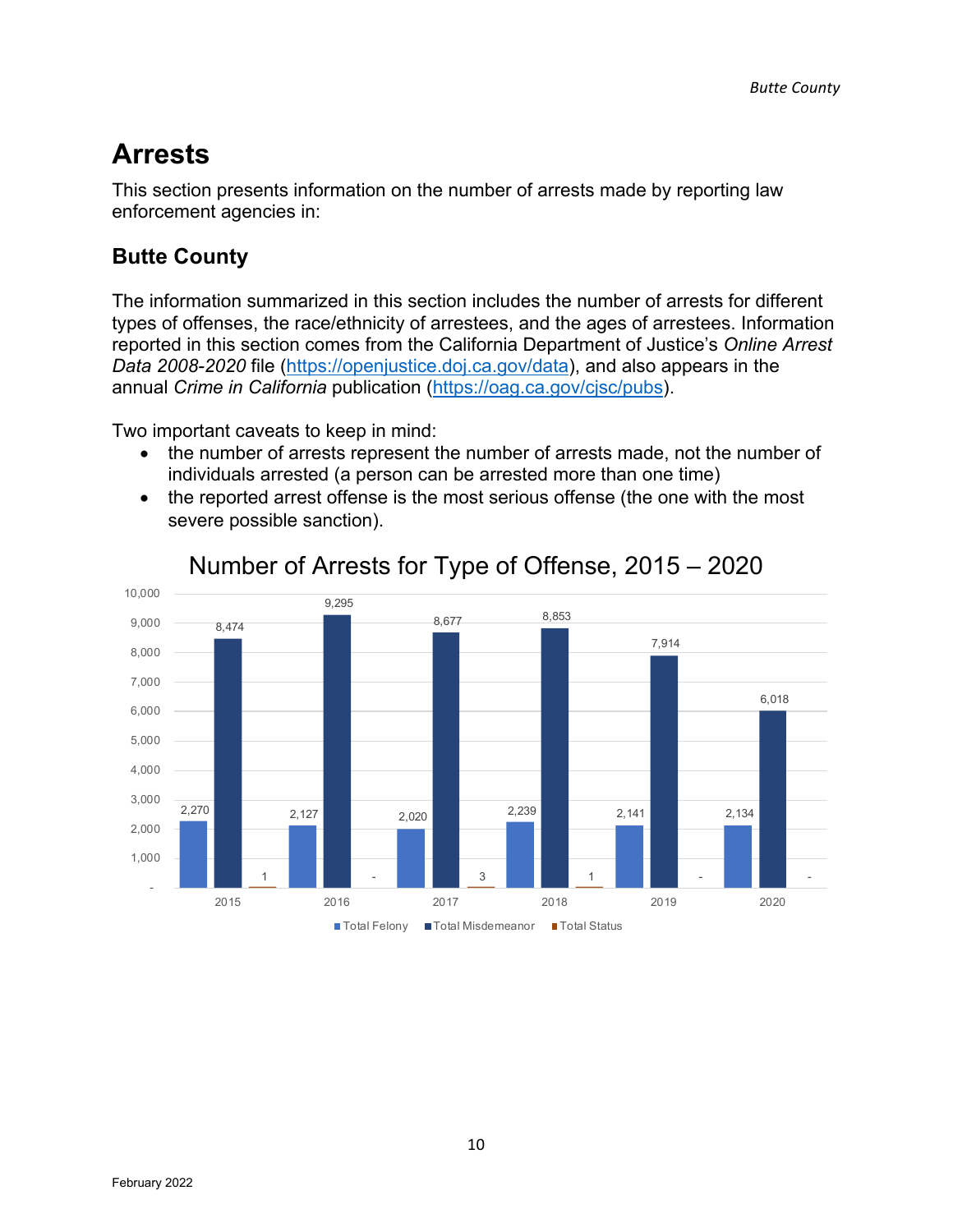# Arrests

This section presents information on the number of arrests made by reporting law enforcement agencies in:

## Butte County

The information summarized in this section includes the number of arrests for different types of offenses, the race/ethnicity of arrestees, and the ages of arrestees. Information reported in this section comes from the California Department of Justice's *Online Arrest Data 2008-2020* file (https://openjustice.doj.ca.gov/data), and also appears in the annual *Crime in California* publication (https://oag.ca.gov/cjsc/pubs).

Two important caveats to keep in mind:

- the number of arrests represent the number of arrests made, not the number of individuals arrested (a person can be arrested more than one time)
- the reported arrest offense is the most serious offense (the one with the most severe possible sanction).

Number of Arrests for Type of Offense, 2015 – 2020

| Year | Total Felony | Total Misdemeanor | Total Status |
|---|---|---|---|
| 2015 | 2,270 | 8,474 | 1 |
| 2016 | 2,127 | 9,295 | - |
| 2017 | 2,020 | 8,677 | 3 |
| 2018 | 2,239 | 8,853 | 1 |
| 2019 | 2,141 | 7,914 | - |
| 2020 | 2,134 | 6,018 | - |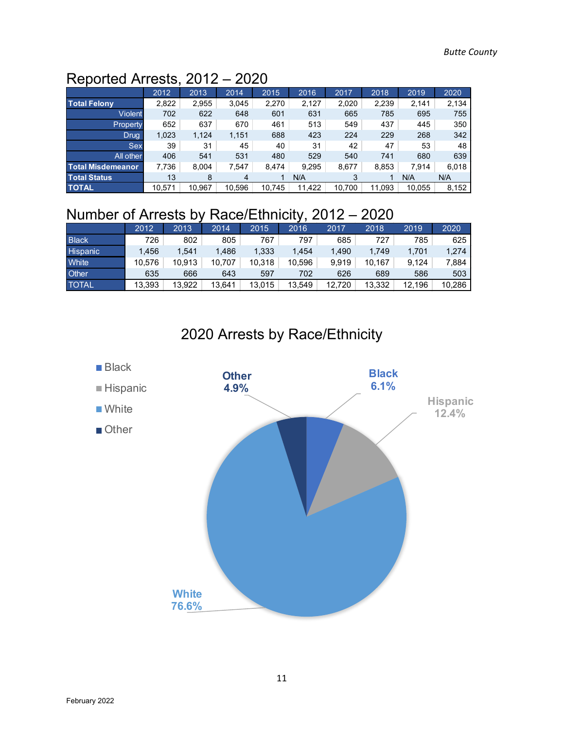## Reported Arrests, 2012 – 2020

| | 2012 | 2013 | 2014 | 2015 | 2016 | 2017 | 2018 | 2019 | 2020 |
|---|---|---|---|---|---|---|---|---|---|
| **Total Felony** | 2,822 | 2,955 | 3,045 | 2,270 | 2,127 | 2,020 | 2,239 | 2,141 | 2,134 |
| Violent | 702 | 622 | 648 | 601 | 631 | 665 | 785 | 695 | 755 |
| Property | 652 | 637 | 670 | 461 | 513 | 549 | 437 | 445 | 350 |
| Drug | 1,023 | 1,124 | 1,151 | 688 | 423 | 224 | 229 | 268 | 342 |
| Sex | 39 | 31 | 45 | 40 | 31 | 42 | 47 | 53 | 48 |
| All other | 406 | 541 | 531 | 480 | 529 | 540 | 741 | 680 | 639 |
| **Total Misdemeanor** | 7,736 | 8,004 | 7,547 | 8,474 | 9,295 | 8,677 | 8,853 | 7,914 | 6,018 |
| **Total Status** | 13 | 8 | 4 | 1 | N/A | 3 | 1 | N/A | N/A |
| **TOTAL** | 10,571 | 10,967 | 10,596 | 10,745 | 11,422 | 10,700 | 11,093 | 10,055 | 8,152 |

## Number of Arrests by Race/Ethnicity, 2012 – 2020

| | 2012 | 2013 | 2014 | 2015 | 2016 | 2017 | 2018 | 2019 | 2020 |
|---|---|---|---|---|---|---|---|---|---|
| Black | 726 | 802 | 805 | 767 | 797 | 685 | 727 | 785 | 625 |
| Hispanic | 1,456 | 1,541 | 1,486 | 1,333 | 1,454 | 1,490 | 1,749 | 1,701 | 1,274 |
| White | 10,576 | 10,913 | 10,707 | 10,318 | 10,596 | 9,919 | 10,167 | 9,124 | 7,884 |
| Other | 635 | 666 | 643 | 597 | 702 | 626 | 689 | 586 | 503 |
| TOTAL | 13,393 | 13,922 | 13,641 | 13,015 | 13,549 | 12,720 | 13,332 | 12,196 | 10,286 |

## 2020 Arrests by Race/Ethnicity

- Black: 6.1%
- Hispanic: 12.4%
- White: 76.6%
- Other: 4.9%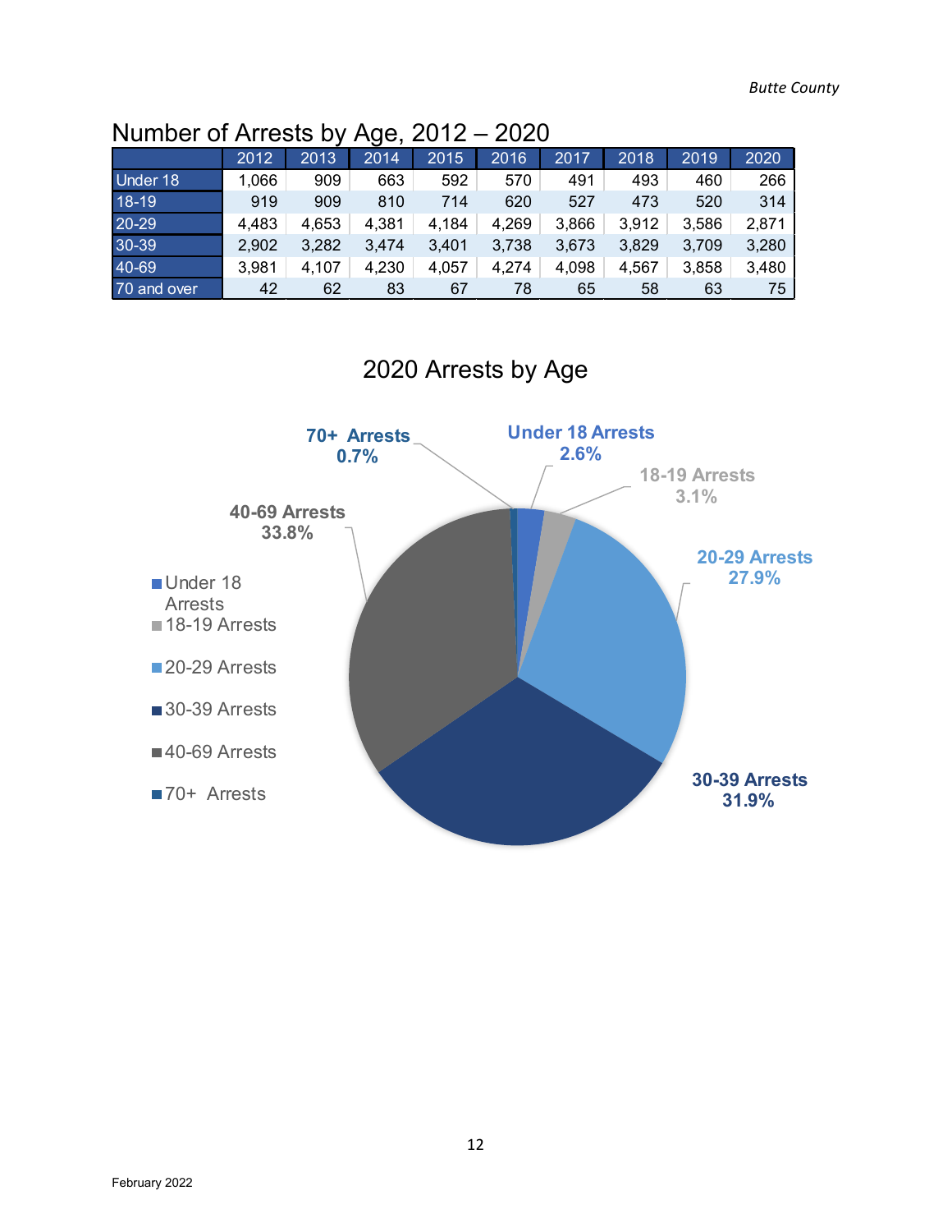## Number of Arrests by Age, 2012 – 2020

| | 2012 | 2013 | 2014 | 2015 | 2016 | 2017 | 2018 | 2019 | 2020 |
|---|---|---|---|---|---|---|---|---|---|
| Under 18 | 1,066 | 909 | 663 | 592 | 570 | 491 | 493 | 460 | 266 |
| 18-19 | 919 | 909 | 810 | 714 | 620 | 527 | 473 | 520 | 314 |
| 20-29 | 4,483 | 4,653 | 4,381 | 4,184 | 4,269 | 3,866 | 3,912 | 3,586 | 2,871 |
| 30-39 | 2,902 | 3,282 | 3,474 | 3,401 | 3,738 | 3,673 | 3,829 | 3,709 | 3,280 |
| 40-69 | 3,981 | 4,107 | 4,230 | 4,057 | 4,274 | 4,098 | 4,567 | 3,858 | 3,480 |
| 70 and over | 42 | 62 | 83 | 67 | 78 | 65 | 58 | 63 | 75 |

## 2020 Arrests by Age

| Age Group | Percent |
|---|---|
| Under 18 Arrests | 2.6% |
| 18-19 Arrests | 3.1% |
| 20-29 Arrests | 27.9% |
| 30-39 Arrests | 31.9% |
| 40-69 Arrests | 33.8% |
| 70+ Arrests | 0.7% |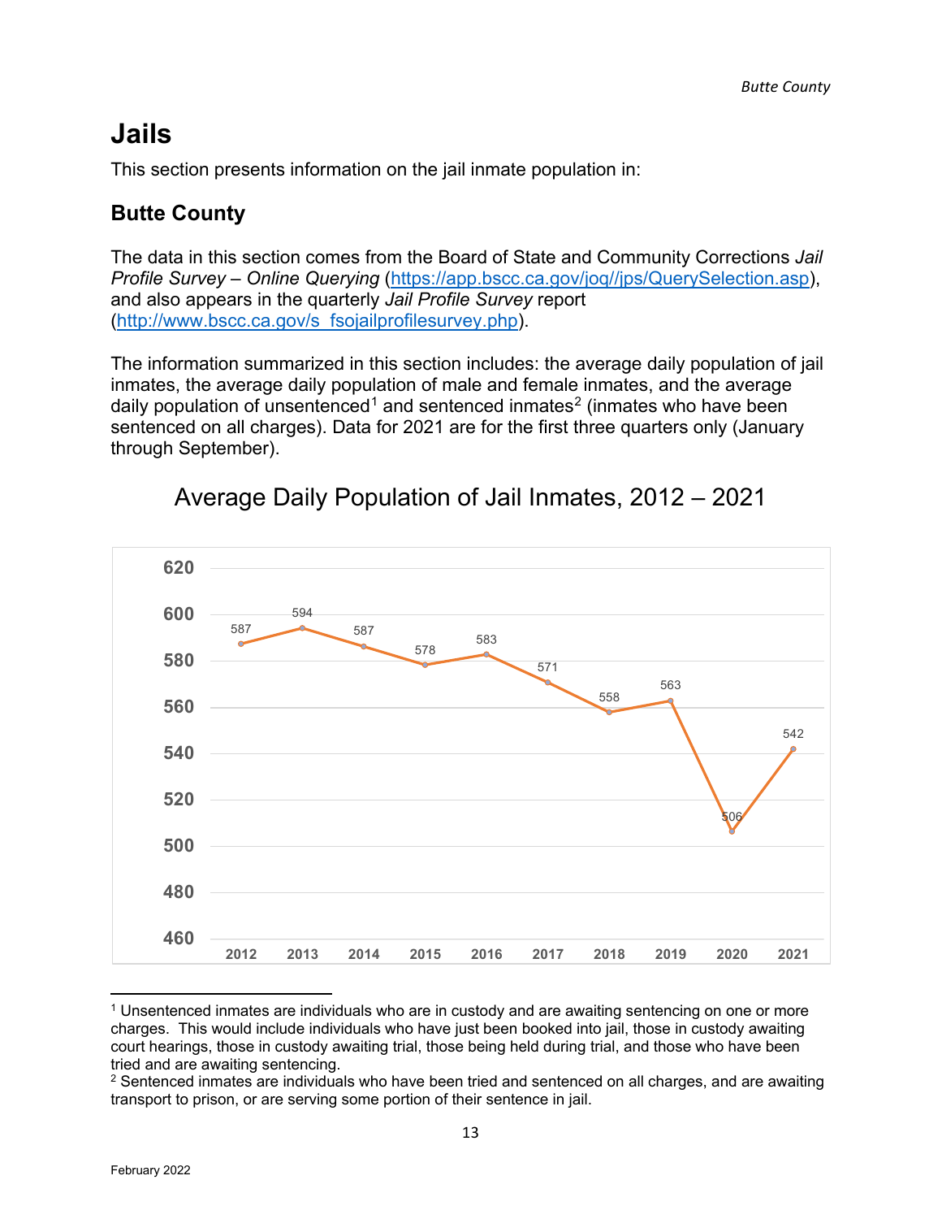# Jails

This section presents information on the jail inmate population in:

## Butte County

The data in this section comes from the Board of State and Community Corrections *Jail Profile Survey – Online Querying* (https://app.bscc.ca.gov/joq//jps/QuerySelection.asp), and also appears in the quarterly *Jail Profile Survey* report (http://www.bscc.ca.gov/s_fsojailprofilesurvey.php).

The information summarized in this section includes: the average daily population of jail inmates, the average daily population of male and female inmates, and the average daily population of unsentenced[1] and sentenced inmates[2] (inmates who have been sentenced on all charges). Data for 2021 are for the first three quarters only (January through September).

Average Daily Population of Jail Inmates, 2012 – 2021

| Year | 2012 | 2013 | 2014 | 2015 | 2016 | 2017 | 2018 | 2019 | 2020 | 2021 |
|---|---|---|---|---|---|---|---|---|---|---|
| Average Daily Population | 587 | 594 | 587 | 578 | 583 | 571 | 558 | 563 | 506 | 542 |

[1] Unsentenced inmates are individuals who are in custody and are awaiting sentencing on one or more charges. This would include individuals who have just been booked into jail, those in custody awaiting court hearings, those in custody awaiting trial, those being held during trial, and those who have been tried and are awaiting sentencing.

[2] Sentenced inmates are individuals who have been tried and sentenced on all charges, and are awaiting transport to prison, or are serving some portion of their sentence in jail.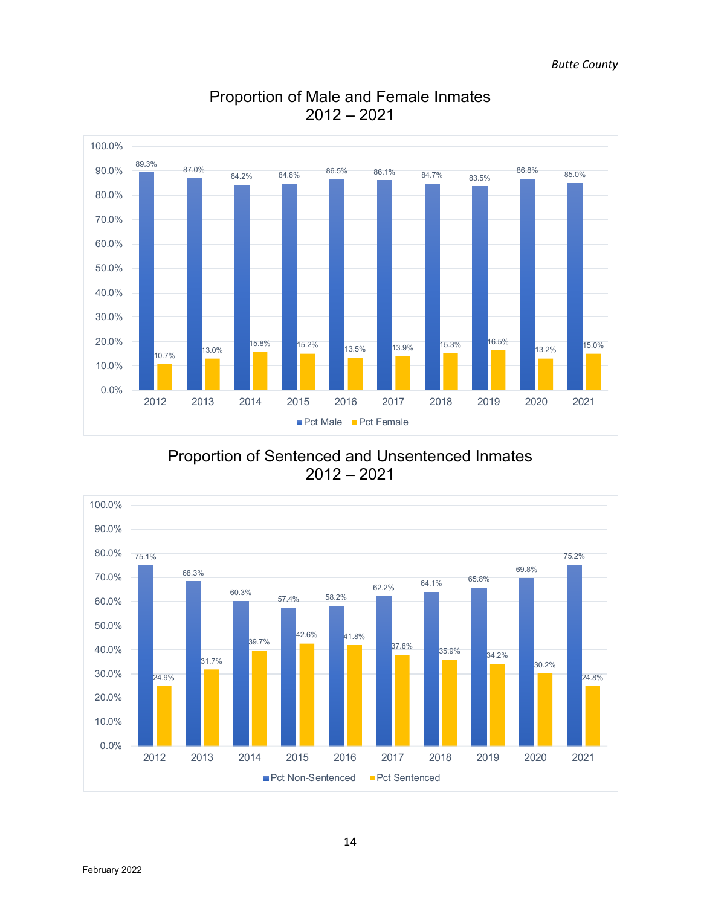## Proportion of Male and Female Inmates
## 2012 – 2021

100.0%
90.0%
80.0%
70.0%
60.0%
50.0%
40.0%
30.0%
20.0%
10.0%
0.0%

2012 2013 2014 2015 2016 2017 2018 2019 2020 2021

89.3% 87.0% 84.2% 84.8% 86.5% 86.1% 84.7% 83.5% 86.8% 85.0%

10.7% 13.0% 15.8% 15.2% 13.5% 13.9% 15.3% 16.5% 13.2% 15.0%

Pct Male   Pct Female

## Proportion of Sentenced and Unsentenced Inmates
## 2012 – 2021

100.0%
90.0%
80.0%
70.0%
60.0%
50.0%
40.0%
30.0%
20.0%
10.0%
0.0%

2012 2013 2014 2015 2016 2017 2018 2019 2020 2021

75.1% 68.3% 60.3% 57.4% 58.2% 62.2% 64.1% 65.8% 69.8% 75.2%

24.9% 31.7% 39.7% 42.6% 41.8% 37.8% 35.9% 34.2% 30.2% 24.8%

Pct Non-Sentenced   Pct Sentenced